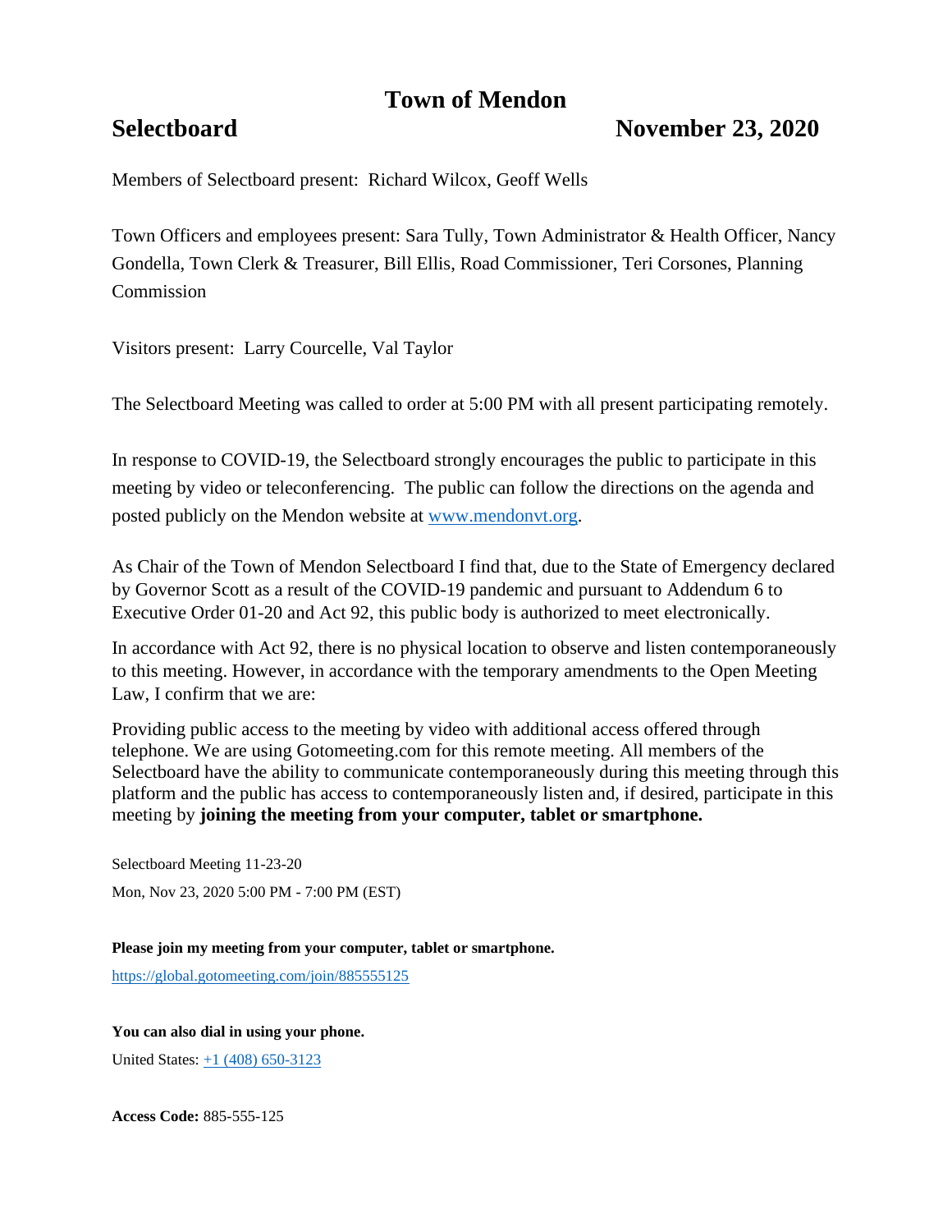# Town of Mendon

## Selectboard November 23, 2020

Members of Selectboard present: Richard Wilcox, Geoff Wells

Town Officers and employees present: Sara Tully, Town Administrator & Health Officer, Nancy Gondella, Town Clerk & Treasurer, Bill Ellis, Road Commissioner, Teri Corsones, Planning Commission

Visitors present: Larry Courcelle, Val Taylor

The Selectboard Meeting was called to order at 5:00 PM with all present participating remotely.

In response to COVID-19, the Selectboard strongly encourages the public to participate in this meeting by video or teleconferencing. The public can follow the directions on the agenda and posted publicly on the Mendon website at www.mendonvt.org.

As Chair of the Town of Mendon Selectboard I find that, due to the State of Emergency declared by Governor Scott as a result of the COVID-19 pandemic and pursuant to Addendum 6 to Executive Order 01-20 and Act 92, this public body is authorized to meet electronically.

In accordance with Act 92, there is no physical location to observe and listen contemporaneously to this meeting. However, in accordance with the temporary amendments to the Open Meeting Law, I confirm that we are:

Providing public access to the meeting by video with additional access offered through telephone. We are using Gotomeeting.com for this remote meeting. All members of the Selectboard have the ability to communicate contemporaneously during this meeting through this platform and the public has access to contemporaneously listen and, if desired, participate in this meeting by **joining the meeting from your computer, tablet or smartphone.**

Selectboard Meeting 11-23-20

Mon, Nov 23, 2020 5:00 PM - 7:00 PM (EST)

**Please join my meeting from your computer, tablet or smartphone.**

https://global.gotomeeting.com/join/885555125

**You can also dial in using your phone.**

United States: +1 (408) 650-3123

**Access Code:** 885-555-125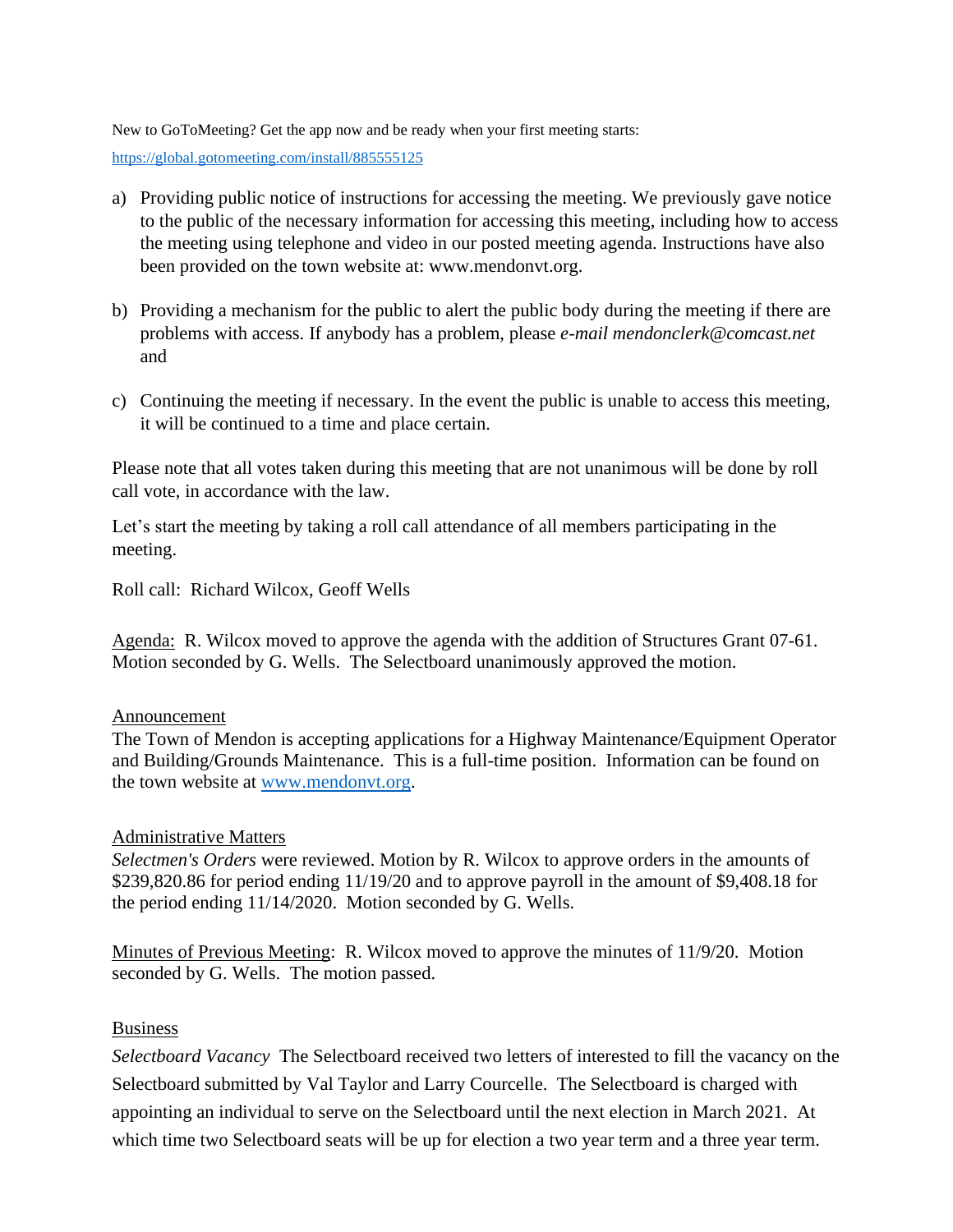New to GoToMeeting? Get the app now and be ready when your first meeting starts:

https://global.gotomeeting.com/install/885555125

a) Providing public notice of instructions for accessing the meeting. We previously gave notice to the public of the necessary information for accessing this meeting, including how to access the meeting using telephone and video in our posted meeting agenda. Instructions have also been provided on the town website at: www.mendonvt.org.

b) Providing a mechanism for the public to alert the public body during the meeting if there are problems with access. If anybody has a problem, please *e-mail mendonclerk@comcast.net* and

c) Continuing the meeting if necessary. In the event the public is unable to access this meeting, it will be continued to a time and place certain.

Please note that all votes taken during this meeting that are not unanimous will be done by roll call vote, in accordance with the law.

Let's start the meeting by taking a roll call attendance of all members participating in the meeting.

Roll call: Richard Wilcox, Geoff Wells

Agenda: R. Wilcox moved to approve the agenda with the addition of Structures Grant 07-61. Motion seconded by G. Wells. The Selectboard unanimously approved the motion.

Announcement

The Town of Mendon is accepting applications for a Highway Maintenance/Equipment Operator and Building/Grounds Maintenance. This is a full-time position. Information can be found on the town website at www.mendonvt.org.

Administrative Matters

*Selectmen's Orders* were reviewed. Motion by R. Wilcox to approve orders in the amounts of $239,820.86 for period ending 11/19/20 and to approve payroll in the amount of $9,408.18 for the period ending 11/14/2020. Motion seconded by G. Wells.

Minutes of Previous Meeting: R. Wilcox moved to approve the minutes of 11/9/20. Motion seconded by G. Wells. The motion passed.

Business

*Selectboard Vacancy* The Selectboard received two letters of interested to fill the vacancy on the Selectboard submitted by Val Taylor and Larry Courcelle. The Selectboard is charged with appointing an individual to serve on the Selectboard until the next election in March 2021. At which time two Selectboard seats will be up for election a two year term and a three year term.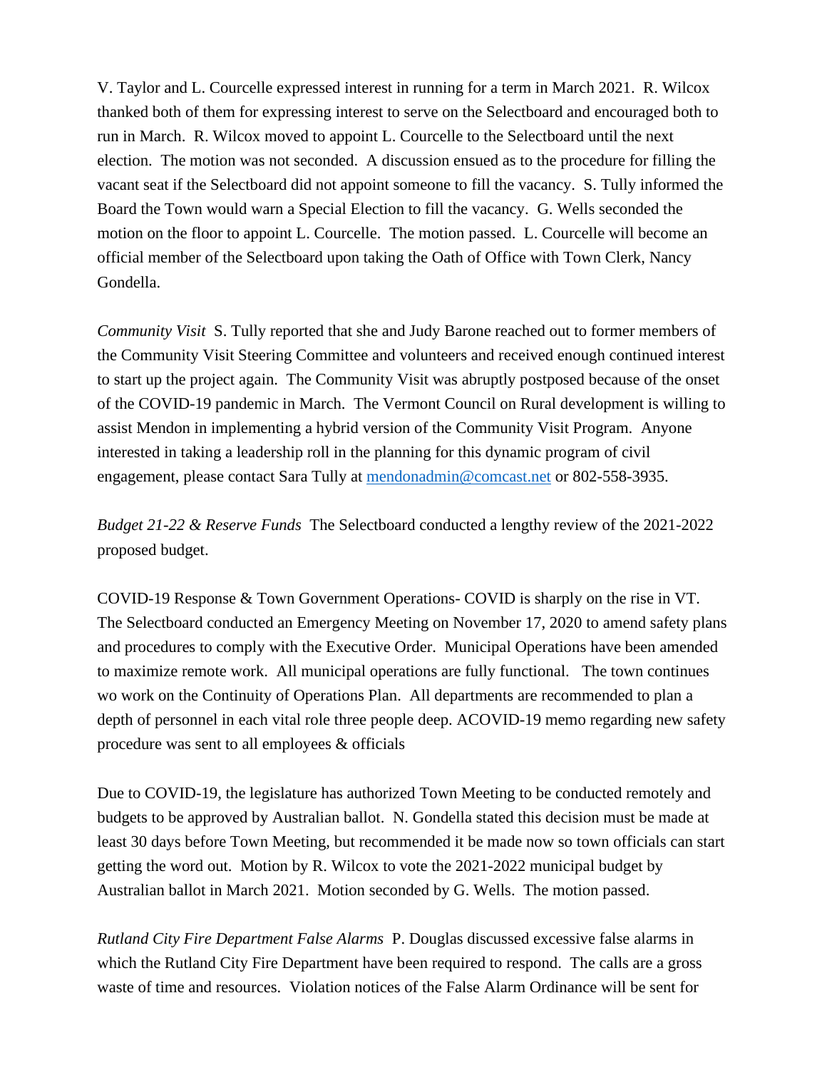V. Taylor and L. Courcelle expressed interest in running for a term in March 2021. R. Wilcox thanked both of them for expressing interest to serve on the Selectboard and encouraged both to run in March. R. Wilcox moved to appoint L. Courcelle to the Selectboard until the next election. The motion was not seconded. A discussion ensued as to the procedure for filling the vacant seat if the Selectboard did not appoint someone to fill the vacancy. S. Tully informed the Board the Town would warn a Special Election to fill the vacancy. G. Wells seconded the motion on the floor to appoint L. Courcelle. The motion passed. L. Courcelle will become an official member of the Selectboard upon taking the Oath of Office with Town Clerk, Nancy Gondella.

*Community Visit* S. Tully reported that she and Judy Barone reached out to former members of the Community Visit Steering Committee and volunteers and received enough continued interest to start up the project again. The Community Visit was abruptly postposed because of the onset of the COVID-19 pandemic in March. The Vermont Council on Rural development is willing to assist Mendon in implementing a hybrid version of the Community Visit Program. Anyone interested in taking a leadership roll in the planning for this dynamic program of civil engagement, please contact Sara Tully at [mendonadmin@comcast.net](mailto:mendonadmin@comcast.net) or 802-558-3935.

*Budget 21-22 & Reserve Funds* The Selectboard conducted a lengthy review of the 2021-2022 proposed budget.

COVID-19 Response & Town Government Operations- COVID is sharply on the rise in VT. The Selectboard conducted an Emergency Meeting on November 17, 2020 to amend safety plans and procedures to comply with the Executive Order. Municipal Operations have been amended to maximize remote work. All municipal operations are fully functional. The town continues wo work on the Continuity of Operations Plan. All departments are recommended to plan a depth of personnel in each vital role three people deep. ACOVID-19 memo regarding new safety procedure was sent to all employees & officials

Due to COVID-19, the legislature has authorized Town Meeting to be conducted remotely and budgets to be approved by Australian ballot. N. Gondella stated this decision must be made at least 30 days before Town Meeting, but recommended it be made now so town officials can start getting the word out. Motion by R. Wilcox to vote the 2021-2022 municipal budget by Australian ballot in March 2021. Motion seconded by G. Wells. The motion passed.

*Rutland City Fire Department False Alarms* P. Douglas discussed excessive false alarms in which the Rutland City Fire Department have been required to respond. The calls are a gross waste of time and resources. Violation notices of the False Alarm Ordinance will be sent for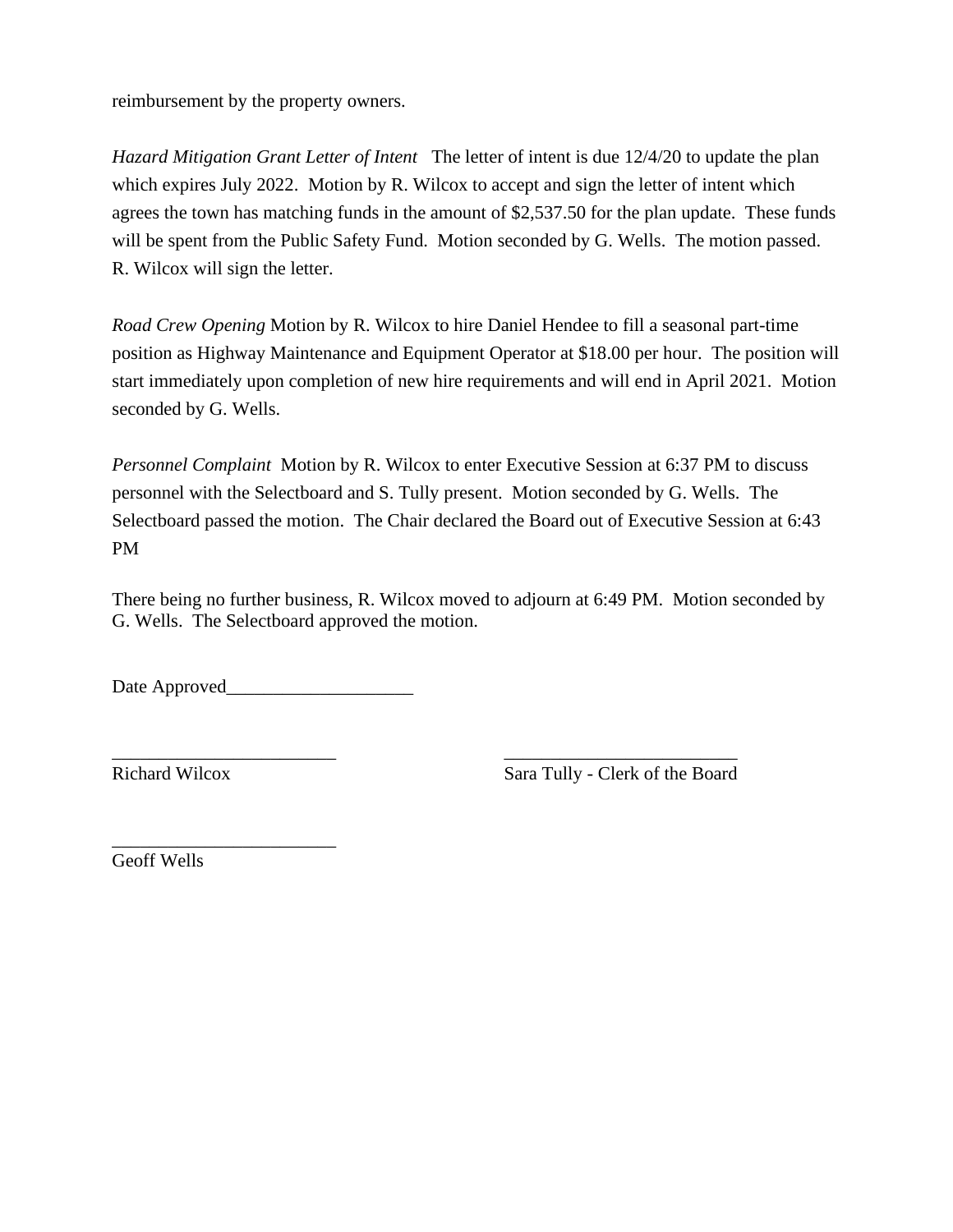reimbursement by the property owners.

*Hazard Mitigation Grant Letter of Intent* The letter of intent is due 12/4/20 to update the plan which expires July 2022. Motion by R. Wilcox to accept and sign the letter of intent which agrees the town has matching funds in the amount of $2,537.50 for the plan update. These funds will be spent from the Public Safety Fund. Motion seconded by G. Wells. The motion passed. R. Wilcox will sign the letter.

*Road Crew Opening* Motion by R. Wilcox to hire Daniel Hendee to fill a seasonal part-time position as Highway Maintenance and Equipment Operator at $18.00 per hour. The position will start immediately upon completion of new hire requirements and will end in April 2021. Motion seconded by G. Wells.

*Personnel Complaint* Motion by R. Wilcox to enter Executive Session at 6:37 PM to discuss personnel with the Selectboard and S. Tully present. Motion seconded by G. Wells. The Selectboard passed the motion. The Chair declared the Board out of Executive Session at 6:43 PM

There being no further business, R. Wilcox moved to adjourn at 6:49 PM. Motion seconded by G. Wells. The Selectboard approved the motion.

Date Approved____________________

________________________
Richard Wilcox

________________________
Sara Tully - Clerk of the Board

________________________
Geoff Wells